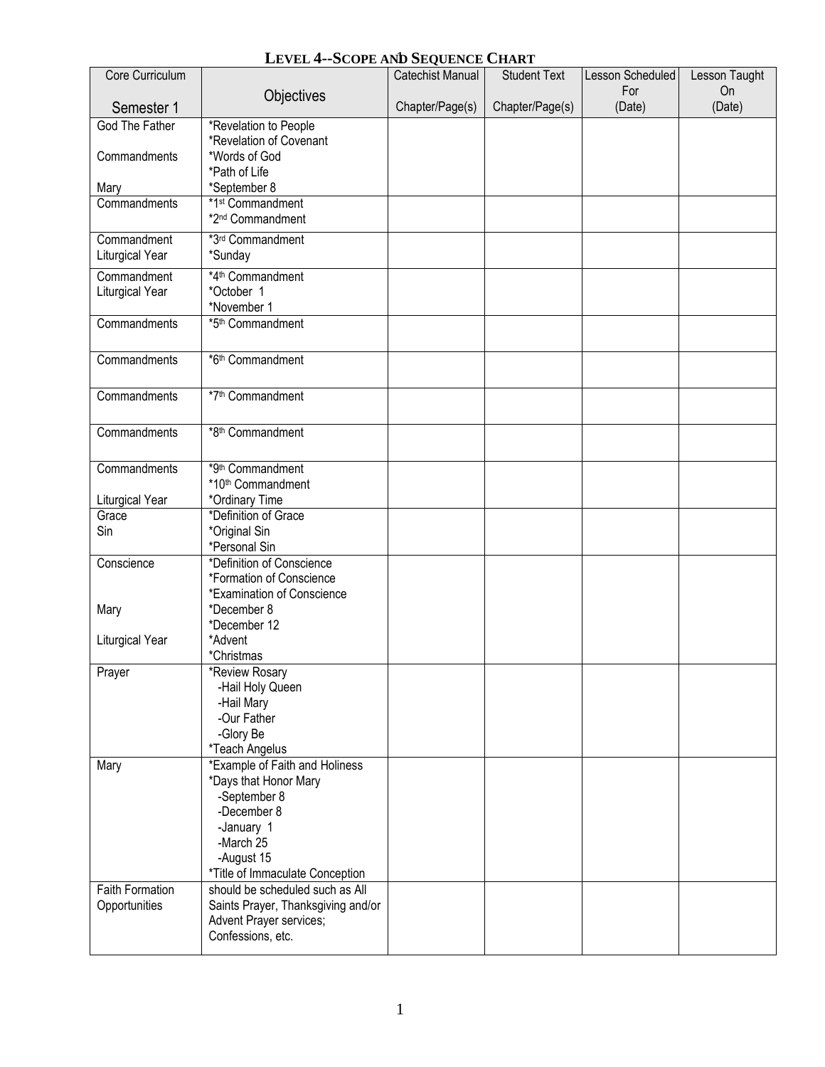# LEVEL 4--SCOPE AND SEQUENCE CHART

| Core Curriculum<br>Semester 1 | Objectives | Catechist Manual<br>Chapter/Page(s) | Student Text<br>Chapter/Page(s) | Lesson Scheduled For<br>(Date) | Lesson Taught On<br>(Date) |
|---|---|---|---|---|---|
| God The Father<br><br>Commandments<br><br>Mary | *Revelation to People<br>*Revelation of Covenant<br>*Words of God<br>*Path of Life<br>*September 8 | | | | |
| Commandments | *1st Commandment<br>*2nd Commandment | | | | |
| Commandment<br>Liturgical Year | *3rd Commandment<br>*Sunday | | | | |
| Commandment<br>Liturgical Year | *4th Commandment<br>*October 1<br>*November 1 | | | | |
| Commandments | *5th Commandment | | | | |
| Commandments | *6th Commandment | | | | |
| Commandments | *7th Commandment | | | | |
| Commandments | *8th Commandment | | | | |
| Commandments<br><br>Liturgical Year | *9th Commandment<br>*10th Commandment<br>*Ordinary Time | | | | |
| Grace<br>Sin | *Definition of Grace<br>*Original Sin<br>*Personal Sin | | | | |
| Conscience<br><br><br>Mary<br><br>Liturgical Year | *Definition of Conscience<br>*Formation of Conscience<br>*Examination of Conscience<br>*December 8<br>*December 12<br>*Advent<br>*Christmas | | | | |
| Prayer | *Review Rosary<br>-Hail Holy Queen<br>-Hail Mary<br>-Our Father<br>-Glory Be<br>*Teach Angelus | | | | |
| Mary | *Example of Faith and Holiness<br>*Days that Honor Mary<br>-September 8<br>-December 8<br>-January 1<br>-March 25<br>-August 15<br>*Title of Immaculate Conception | | | | |
| Faith Formation Opportunities | should be scheduled such as All Saints Prayer, Thanksgiving and/or Advent Prayer services; Confessions, etc. | | | | |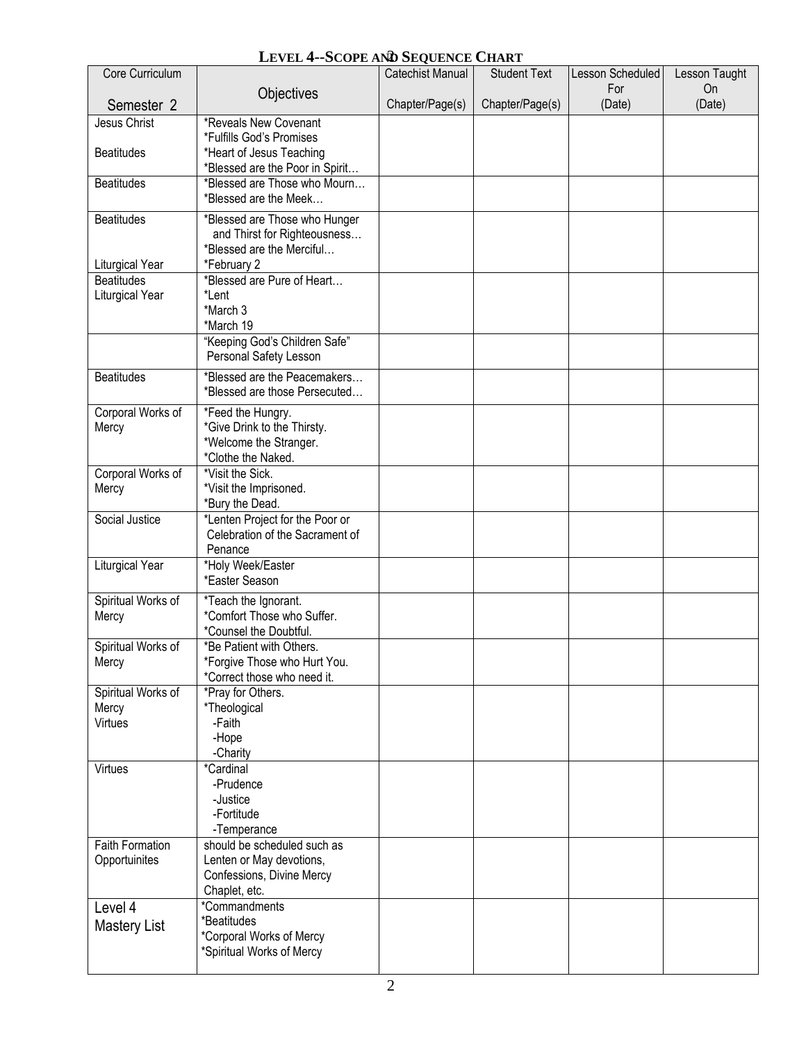# Level 4--Scope and Sequence Chart

| Core Curriculum<br>Semester 2 | Objectives | Catechist Manual<br>Chapter/Page(s) | Student Text<br>Chapter/Page(s) | Lesson Scheduled For<br>(Date) | Lesson Taught On<br>(Date) |
|---|---|---|---|---|---|
| Jesus Christ<br><br>Beatitudes | *Reveals New Covenant<br>*Fulfills God's Promises<br>*Heart of Jesus Teaching<br>*Blessed are the Poor in Spirit… | | | | |
| Beatitudes | *Blessed are Those who Mourn…<br>*Blessed are the Meek… | | | | |
| Beatitudes<br><br><br>Liturgical Year | *Blessed are Those who Hunger and Thirst for Righteousness…<br>*Blessed are the Merciful…<br>*February 2 | | | | |
| Beatitudes<br>Liturgical Year | *Blessed are Pure of Heart…<br>*Lent<br>*March 3<br>*March 19 | | | | |
| | "Keeping God's Children Safe" Personal Safety Lesson | | | | |
| Beatitudes | *Blessed are the Peacemakers…<br>*Blessed are those Persecuted… | | | | |
| Corporal Works of Mercy | *Feed the Hungry.<br>*Give Drink to the Thirsty.<br>*Welcome the Stranger.<br>*Clothe the Naked. | | | | |
| Corporal Works of Mercy | *Visit the Sick.<br>*Visit the Imprisoned.<br>*Bury the Dead. | | | | |
| Social Justice | *Lenten Project for the Poor or Celebration of the Sacrament of Penance | | | | |
| Liturgical Year | *Holy Week/Easter<br>*Easter Season | | | | |
| Spiritual Works of Mercy | *Teach the Ignorant.<br>*Comfort Those who Suffer.<br>*Counsel the Doubtful. | | | | |
| Spiritual Works of Mercy | *Be Patient with Others.<br>*Forgive Those who Hurt You.<br>*Correct those who need it. | | | | |
| Spiritual Works of Mercy<br>Virtues | *Pray for Others.<br>*Theological<br>-Faith<br>-Hope<br>-Charity | | | | |
| Virtues | *Cardinal<br>-Prudence<br>-Justice<br>-Fortitude<br>-Temperance | | | | |
| Faith Formation Opportuinites | should be scheduled such as Lenten or May devotions, Confessions, Divine Mercy Chaplet, etc. | | | | |
| Level 4<br>Mastery List | *Commandments<br>*Beatitudes<br>*Corporal Works of Mercy<br>*Spiritual Works of Mercy | | | | |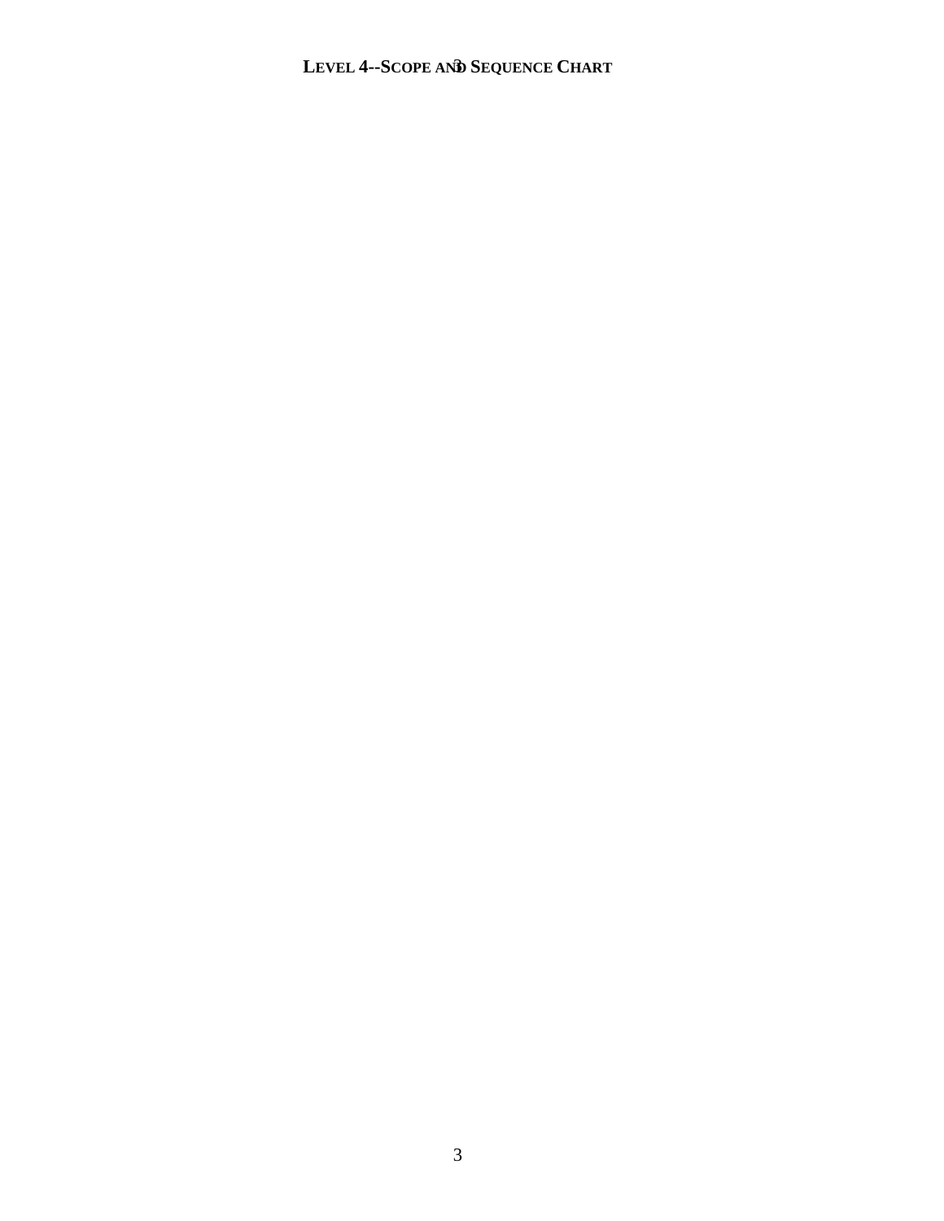# LEVEL 4--SCOPE AND SEQUENCE CHART